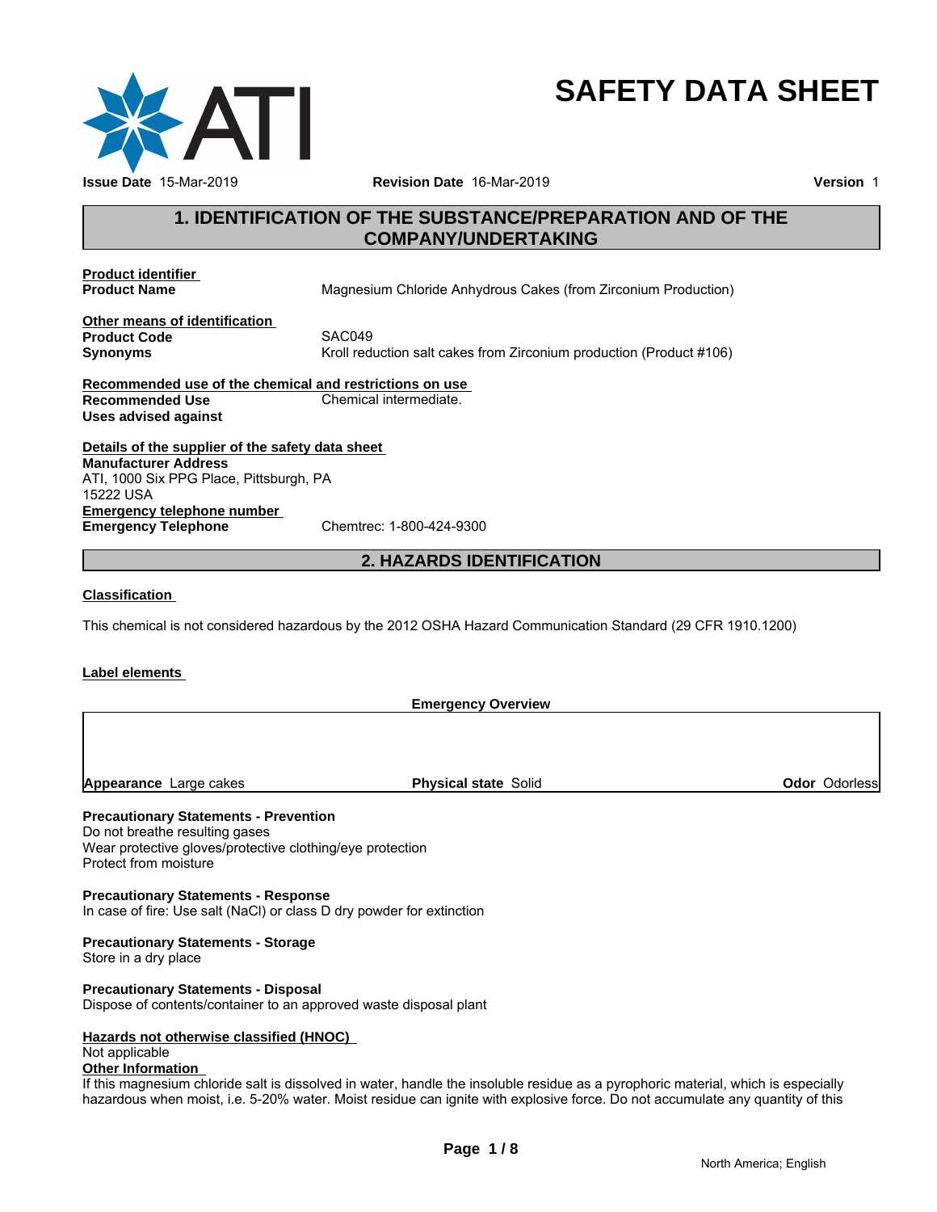# SAFETY DATA SHEET

**Issue Date** 15-Mar-2019 **Revision Date** 16-Mar-2019 **Version** 1

## 1. IDENTIFICATION OF THE SUBSTANCE/PREPARATION AND OF THE COMPANY/UNDERTAKING

**Product identifier**

**Product Name** Magnesium Chloride Anhydrous Cakes (from Zirconium Production)

**Other means of identification**

**Product Code** SAC049

**Synonyms** Kroll reduction salt cakes from Zirconium production (Product #106)

**Recommended use of the chemical and restrictions on use**

**Recommended Use** Chemical intermediate.

**Uses advised against**

**Details of the supplier of the safety data sheet**

**Manufacturer Address**
ATI, 1000 Six PPG Place, Pittsburgh, PA
15222 USA

**Emergency telephone number**

**Emergency Telephone** Chemtrec: 1-800-424-9300

## 2. HAZARDS IDENTIFICATION

**Classification**

This chemical is not considered hazardous by the 2012 OSHA Hazard Communication Standard (29 CFR 1910.1200)

**Label elements**

**Emergency Overview**

| **Appearance** Large cakes | **Physical state** Solid | **Odor** Odorless |
|---|---|---|

**Precautionary Statements - Prevention**
Do not breathe resulting gases
Wear protective gloves/protective clothing/eye protection
Protect from moisture

**Precautionary Statements - Response**
In case of fire: Use salt (NaCl) or class D dry powder for extinction

**Precautionary Statements - Storage**
Store in a dry place

**Precautionary Statements - Disposal**
Dispose of contents/container to an approved waste disposal plant

**Hazards not otherwise classified (HNOC)**
Not applicable

**Other Information**
If this magnesium chloride salt is dissolved in water, handle the insoluble residue as a pyrophoric material, which is especially hazardous when moist, i.e. 5-20% water. Moist residue can ignite with explosive force. Do not accumulate any quantity of this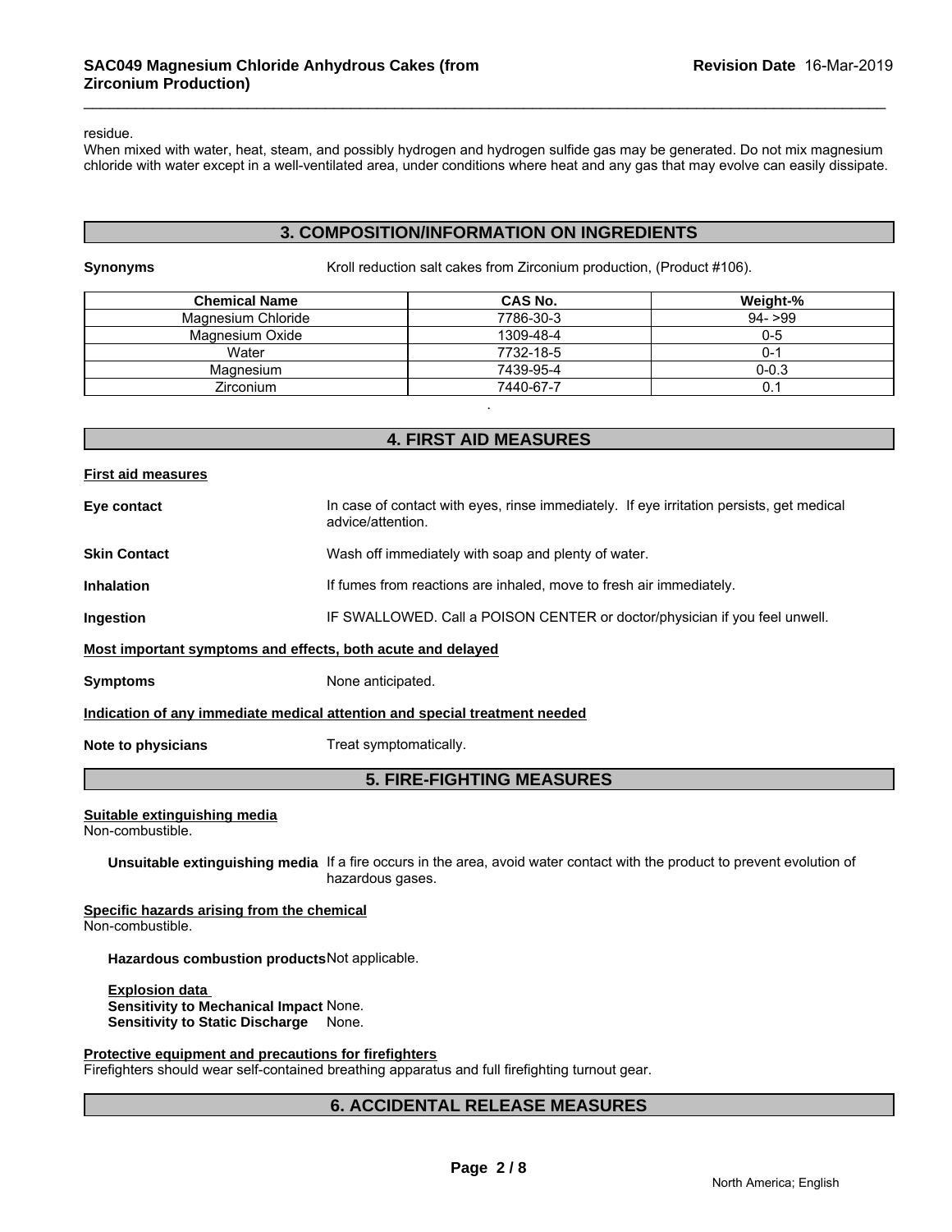residue.
When mixed with water, heat, steam, and possibly hydrogen and hydrogen sulfide gas may be generated. Do not mix magnesium chloride with water except in a well-ventilated area, under conditions where heat and any gas that may evolve can easily dissipate.

## 3. COMPOSITION/INFORMATION ON INGREDIENTS

**Synonyms** Kroll reduction salt cakes from Zirconium production, (Product #106).

| Chemical Name | CAS No. | Weight-% |
|---|---|---|
| Magnesium Chloride | 7786-30-3 | 94- >99 |
| Magnesium Oxide | 1309-48-4 | 0-5 |
| Water | 7732-18-5 | 0-1 |
| Magnesium | 7439-95-4 | 0-0.3 |
| Zirconium | 7440-67-7 | 0.1 |

.

## 4. FIRST AID MEASURES

**First aid measures**

**Eye contact** In case of contact with eyes, rinse immediately. If eye irritation persists, get medical advice/attention.

**Skin Contact** Wash off immediately with soap and plenty of water.

**Inhalation** If fumes from reactions are inhaled, move to fresh air immediately.

**Ingestion** IF SWALLOWED. Call a POISON CENTER or doctor/physician if you feel unwell.

**Most important symptoms and effects, both acute and delayed**

**Symptoms** None anticipated.

**Indication of any immediate medical attention and special treatment needed**

**Note to physicians** Treat symptomatically.

## 5. FIRE-FIGHTING MEASURES

**Suitable extinguishing media**
Non-combustible.

**Unsuitable extinguishing media** If a fire occurs in the area, avoid water contact with the product to prevent evolution of hazardous gases.

**Specific hazards arising from the chemical**
Non-combustible.

**Hazardous combustion products** Not applicable.

**Explosion data**
**Sensitivity to Mechanical Impact** None.
**Sensitivity to Static Discharge** None.

**Protective equipment and precautions for firefighters**
Firefighters should wear self-contained breathing apparatus and full firefighting turnout gear.

## 6. ACCIDENTAL RELEASE MEASURES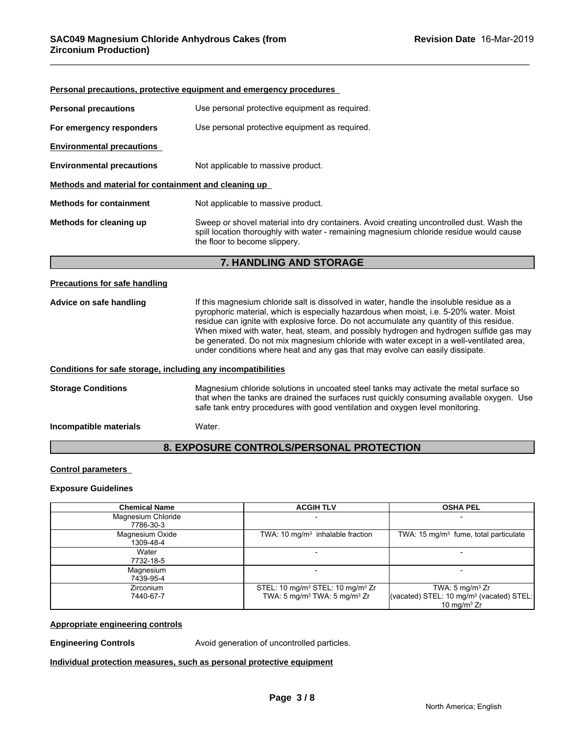**Personal precautions, protective equipment and emergency procedures**

**Personal precautions** Use personal protective equipment as required.

**For emergency responders** Use personal protective equipment as required.

**Environmental precautions**

**Environmental precautions** Not applicable to massive product.

**Methods and material for containment and cleaning up**

**Methods for containment** Not applicable to massive product.

**Methods for cleaning up** Sweep or shovel material into dry containers. Avoid creating uncontrolled dust. Wash the spill location thoroughly with water - remaining magnesium chloride residue would cause the floor to become slippery.

## 7. HANDLING AND STORAGE

**Precautions for safe handling**

**Advice on safe handling** If this magnesium chloride salt is dissolved in water, handle the insoluble residue as a pyrophoric material, which is especially hazardous when moist, i.e. 5-20% water. Moist residue can ignite with explosive force. Do not accumulate any quantity of this residue. When mixed with water, heat, steam, and possibly hydrogen and hydrogen sulfide gas may be generated. Do not mix magnesium chloride with water except in a well-ventilated area, under conditions where heat and any gas that may evolve can easily dissipate.

**Conditions for safe storage, including any incompatibilities**

**Storage Conditions** Magnesium chloride solutions in uncoated steel tanks may activate the metal surface so that when the tanks are drained the surfaces rust quickly consuming available oxygen. Use safe tank entry procedures with good ventilation and oxygen level monitoring.

**Incompatible materials** Water.

## 8. EXPOSURE CONTROLS/PERSONAL PROTECTION

**Control parameters**

**Exposure Guidelines**

| Chemical Name | ACGIH TLV | OSHA PEL |
|---|---|---|
| Magnesium Chloride 7786-30-3 | - | - |
| Magnesium Oxide 1309-48-4 | TWA: 10 mg/m$^3$ inhalable fraction | TWA: 15 mg/m$^3$ fume, total particulate |
| Water 7732-18-5 | - | - |
| Magnesium 7439-95-4 | - | - |
| Zirconium 7440-67-7 | STEL: 10 mg/m$^3$ STEL: 10 mg/m$^3$ Zr TWA: 5 mg/m$^3$ TWA: 5 mg/m$^3$ Zr | TWA: 5 mg/m$^3$ Zr (vacated) STEL: 10 mg/m$^3$ (vacated) STEL: 10 mg/m$^3$ Zr |

**Appropriate engineering controls**

**Engineering Controls** Avoid generation of uncontrolled particles.

**Individual protection measures, such as personal protective equipment**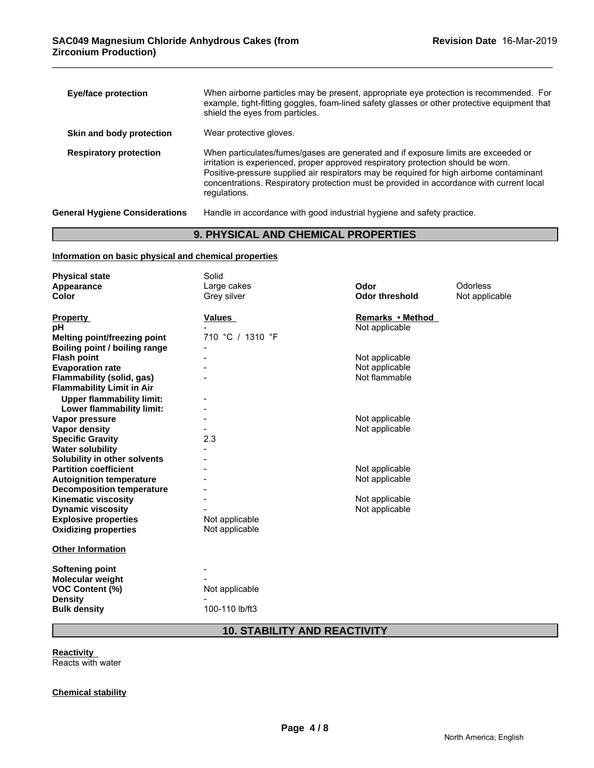| | |
|---|---|
| **Eye/face protection** | When airborne particles may be present, appropriate eye protection is recommended. For example, tight-fitting goggles, foam-lined safety glasses or other protective equipment that shield the eyes from particles. |
| **Skin and body protection** | Wear protective gloves. |
| **Respiratory protection** | When particulates/fumes/gases are generated and if exposure limits are exceeded or irritation is experienced, proper approved respiratory protection should be worn. Positive-pressure supplied air respirators may be required for high airborne contaminant concentrations. Respiratory protection must be provided in accordance with current local regulations. |
| **General Hygiene Considerations** | Handle in accordance with good industrial hygiene and safety practice. |

## 9. PHYSICAL AND CHEMICAL PROPERTIES

**Information on basic physical and chemical properties**

| | | | |
|---|---|---|---|
| **Physical state** | Solid | | |
| **Appearance** | Large cakes | **Odor** | Odorless |
| **Color** | Grey silver | **Odor threshold** | Not applicable |

| **Property** | **Values** | **Remarks • Method** |
|---|---|---|
| **pH** | - | Not applicable |
| **Melting point/freezing point** | 710 °C / 1310 °F | |
| **Boiling point / boiling range** | - | |
| **Flash point** | - | Not applicable |
| **Evaporation rate** | - | Not applicable |
| **Flammability (solid, gas)** | - | Not flammable |
| **Flammability Limit in Air** | | |
| **Upper flammability limit:** | - | |
| **Lower flammability limit:** | - | |
| **Vapor pressure** | - | Not applicable |
| **Vapor density** | - | Not applicable |
| **Specific Gravity** | 2.3 | |
| **Water solubility** | - | |
| **Solubility in other solvents** | - | |
| **Partition coefficient** | - | Not applicable |
| **Autoignition temperature** | - | Not applicable |
| **Decomposition temperature** | - | |
| **Kinematic viscosity** | - | Not applicable |
| **Dynamic viscosity** | - | Not applicable |
| **Explosive properties** | Not applicable | |
| **Oxidizing properties** | Not applicable | |

**Other Information**

| | |
|---|---|
| **Softening point** | - |
| **Molecular weight** | - |
| **VOC Content (%)** | Not applicable |
| **Density** | - |
| **Bulk density** | 100-110 lb/ft3 |

## 10. STABILITY AND REACTIVITY

**Reactivity**

Reacts with water

**Chemical stability**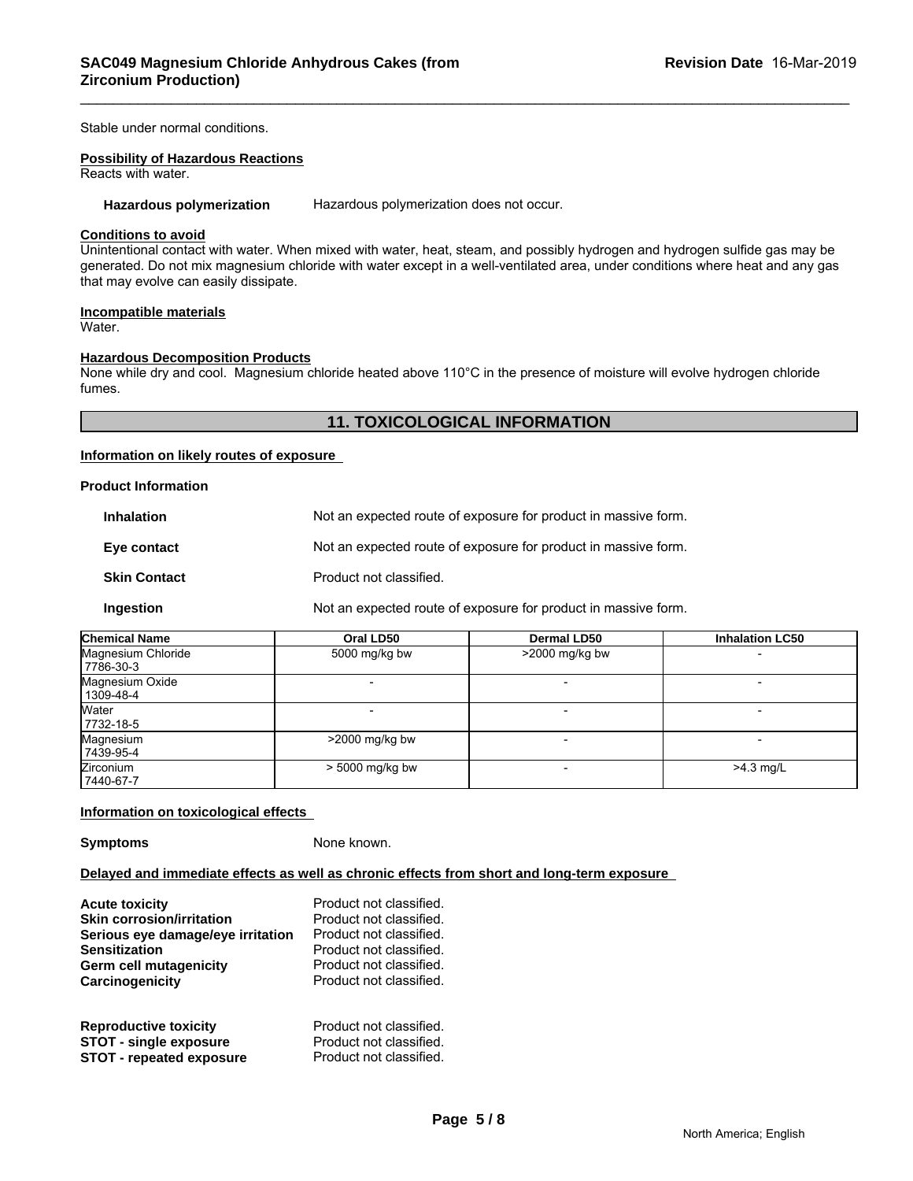Stable under normal conditions.

**Possibility of Hazardous Reactions**
Reacts with water.

**Hazardous polymerization** Hazardous polymerization does not occur.

**Conditions to avoid**
Unintentional contact with water. When mixed with water, heat, steam, and possibly hydrogen and hydrogen sulfide gas may be generated. Do not mix magnesium chloride with water except in a well-ventilated area, under conditions where heat and any gas that may evolve can easily dissipate.

**Incompatible materials**
Water.

**Hazardous Decomposition Products**
None while dry and cool. Magnesium chloride heated above 110°C in the presence of moisture will evolve hydrogen chloride fumes.

## 11. TOXICOLOGICAL INFORMATION

**Information on likely routes of exposure**

**Product Information**

**Inhalation** Not an expected route of exposure for product in massive form.

**Eye contact** Not an expected route of exposure for product in massive form.

**Skin Contact** Product not classified.

**Ingestion** Not an expected route of exposure for product in massive form.

| Chemical Name | Oral LD50 | Dermal LD50 | Inhalation LC50 |
|---|---|---|---|
| Magnesium Chloride<br>7786-30-3 | 5000 mg/kg bw | >2000 mg/kg bw | - |
| Magnesium Oxide<br>1309-48-4 | - | - | - |
| Water<br>7732-18-5 | - | - | - |
| Magnesium<br>7439-95-4 | >2000 mg/kg bw | - | - |
| Zirconium<br>7440-67-7 | > 5000 mg/kg bw | - | >4.3 mg/L |

**Information on toxicological effects**

**Symptoms** None known.

**Delayed and immediate effects as well as chronic effects from short and long-term exposure**

**Acute toxicity** Product not classified.
**Skin corrosion/irritation** Product not classified.
**Serious eye damage/eye irritation** Product not classified.
**Sensitization** Product not classified.
**Germ cell mutagenicity** Product not classified.
**Carcinogenicity** Product not classified.

**Reproductive toxicity** Product not classified.
**STOT - single exposure** Product not classified.
**STOT - repeated exposure** Product not classified.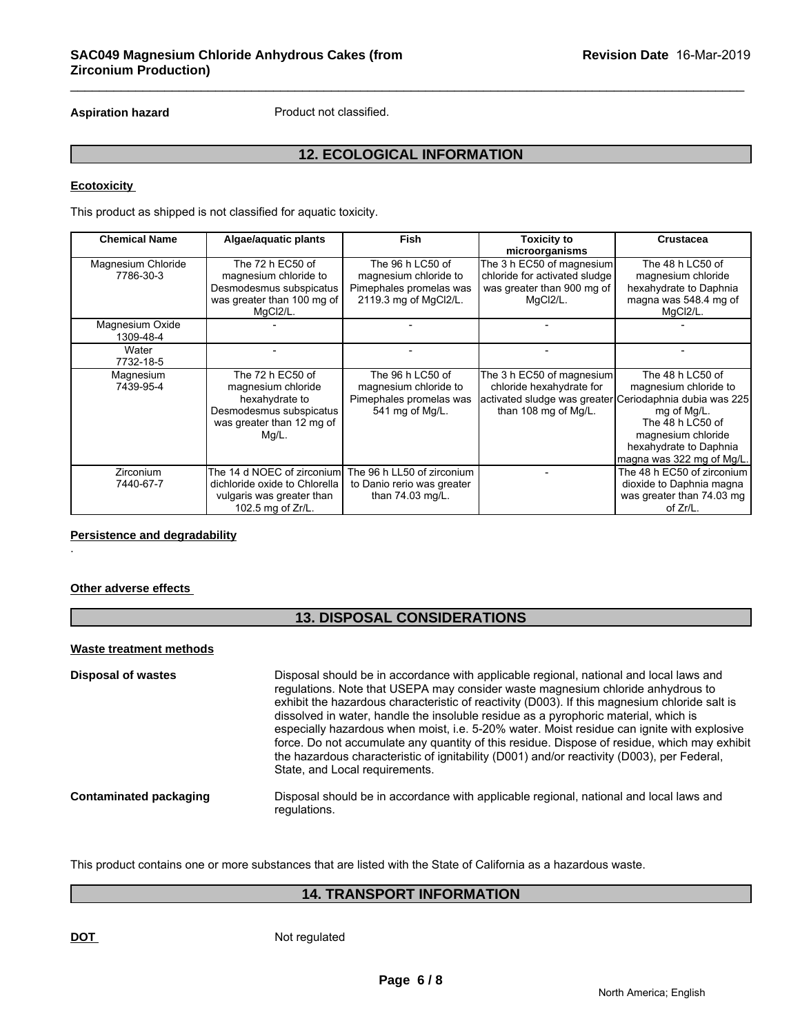**Aspiration hazard** Product not classified.

## 12. ECOLOGICAL INFORMATION

**Ecotoxicity**

This product as shipped is not classified for aquatic toxicity.

| Chemical Name | Algae/aquatic plants | Fish | Toxicity to microorganisms | Crustacea |
|---|---|---|---|---|
| Magnesium Chloride 7786-30-3 | The 72 h EC50 of magnesium chloride to Desmodesmus subspicatus was greater than 100 mg of MgCl2/L. | The 96 h LC50 of magnesium chloride to Pimephales promelas was 2119.3 mg of MgCl2/L. | The 3 h EC50 of magnesium chloride for activated sludge was greater than 900 mg of MgCl2/L. | The 48 h LC50 of magnesium chloride hexahydrate to Daphnia magna was 548.4 mg of MgCl2/L. |
| Magnesium Oxide 1309-48-4 | - | - | - | - |
| Water 7732-18-5 | - | - | - | - |
| Magnesium 7439-95-4 | The 72 h EC50 of magnesium chloride hexahydrate to Desmodesmus subspicatus was greater than 12 mg of Mg/L. | The 96 h LC50 of magnesium chloride to Pimephales promelas was 541 mg of Mg/L. | The 3 h EC50 of magnesium chloride hexahydrate for activated sludge was greater than 108 mg of Mg/L. | The 48 h LC50 of magnesium chloride to Ceriodaphnia dubia was 225 mg of Mg/L. The 48 h LC50 of magnesium chloride hexahydrate to Daphnia magna was 322 mg of Mg/L. |
| Zirconium 7440-67-7 | The 14 d NOEC of zirconium dichloride oxide to Chlorella vulgaris was greater than 102.5 mg of Zr/L. | The 96 h LL50 of zirconium to Danio rerio was greater than 74.03 mg/L. | - | The 48 h EC50 of zirconium dioxide to Daphnia magna was greater than 74.03 mg of Zr/L. |

**Persistence and degradability**

.

**Other adverse effects**

## 13. DISPOSAL CONSIDERATIONS

**Waste treatment methods**

**Disposal of wastes** Disposal should be in accordance with applicable regional, national and local laws and regulations. Note that USEPA may consider waste magnesium chloride anhydrous to exhibit the hazardous characteristic of reactivity (D003). If this magnesium chloride salt is dissolved in water, handle the insoluble residue as a pyrophoric material, which is especially hazardous when moist, i.e. 5-20% water. Moist residue can ignite with explosive force. Do not accumulate any quantity of this residue. Dispose of residue, which may exhibit the hazardous characteristic of ignitability (D001) and/or reactivity (D003), per Federal, State, and Local requirements.

**Contaminated packaging** Disposal should be in accordance with applicable regional, national and local laws and regulations.

This product contains one or more substances that are listed with the State of California as a hazardous waste.

## 14. TRANSPORT INFORMATION

**DOT** Not regulated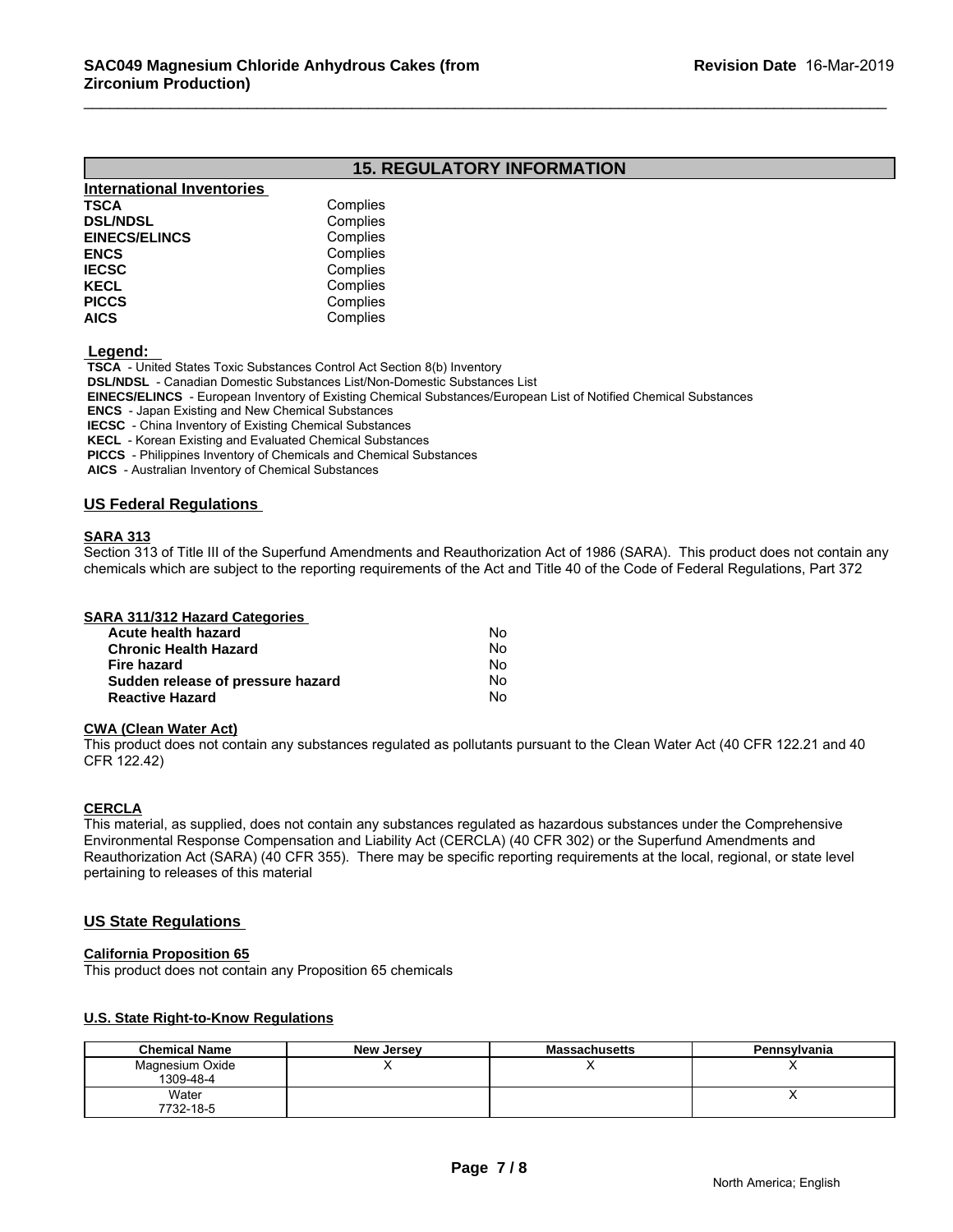## 15. REGULATORY INFORMATION

**International Inventories**

| | |
|---|---|
| **TSCA** | Complies |
| **DSL/NDSL** | Complies |
| **EINECS/ELINCS** | Complies |
| **ENCS** | Complies |
| **IECSC** | Complies |
| **KECL** | Complies |
| **PICCS** | Complies |
| **AICS** | Complies |

**Legend:**

**TSCA** - United States Toxic Substances Control Act Section 8(b) Inventory
**DSL/NDSL** - Canadian Domestic Substances List/Non-Domestic Substances List
**EINECS/ELINCS** - European Inventory of Existing Chemical Substances/European List of Notified Chemical Substances
**ENCS** - Japan Existing and New Chemical Substances
**IECSC** - China Inventory of Existing Chemical Substances
**KECL** - Korean Existing and Evaluated Chemical Substances
**PICCS** - Philippines Inventory of Chemicals and Chemical Substances
**AICS** - Australian Inventory of Chemical Substances

### US Federal Regulations

**SARA 313**

Section 313 of Title III of the Superfund Amendments and Reauthorization Act of 1986 (SARA). This product does not contain any chemicals which are subject to the reporting requirements of the Act and Title 40 of the Code of Federal Regulations, Part 372

**SARA 311/312 Hazard Categories**

| | |
|---|---|
| **Acute health hazard** | No |
| **Chronic Health Hazard** | No |
| **Fire hazard** | No |
| **Sudden release of pressure hazard** | No |
| **Reactive Hazard** | No |

**CWA (Clean Water Act)**

This product does not contain any substances regulated as pollutants pursuant to the Clean Water Act (40 CFR 122.21 and 40 CFR 122.42)

**CERCLA**

This material, as supplied, does not contain any substances regulated as hazardous substances under the Comprehensive Environmental Response Compensation and Liability Act (CERCLA) (40 CFR 302) or the Superfund Amendments and Reauthorization Act (SARA) (40 CFR 355). There may be specific reporting requirements at the local, regional, or state level pertaining to releases of this material

### US State Regulations

**California Proposition 65**

This product does not contain any Proposition 65 chemicals

**U.S. State Right-to-Know Regulations**

| Chemical Name | New Jersey | Massachusetts | Pennsylvania |
|---|---|---|---|
| Magnesium Oxide 1309-48-4 | X | X | X |
| Water 7732-18-5 | | | X |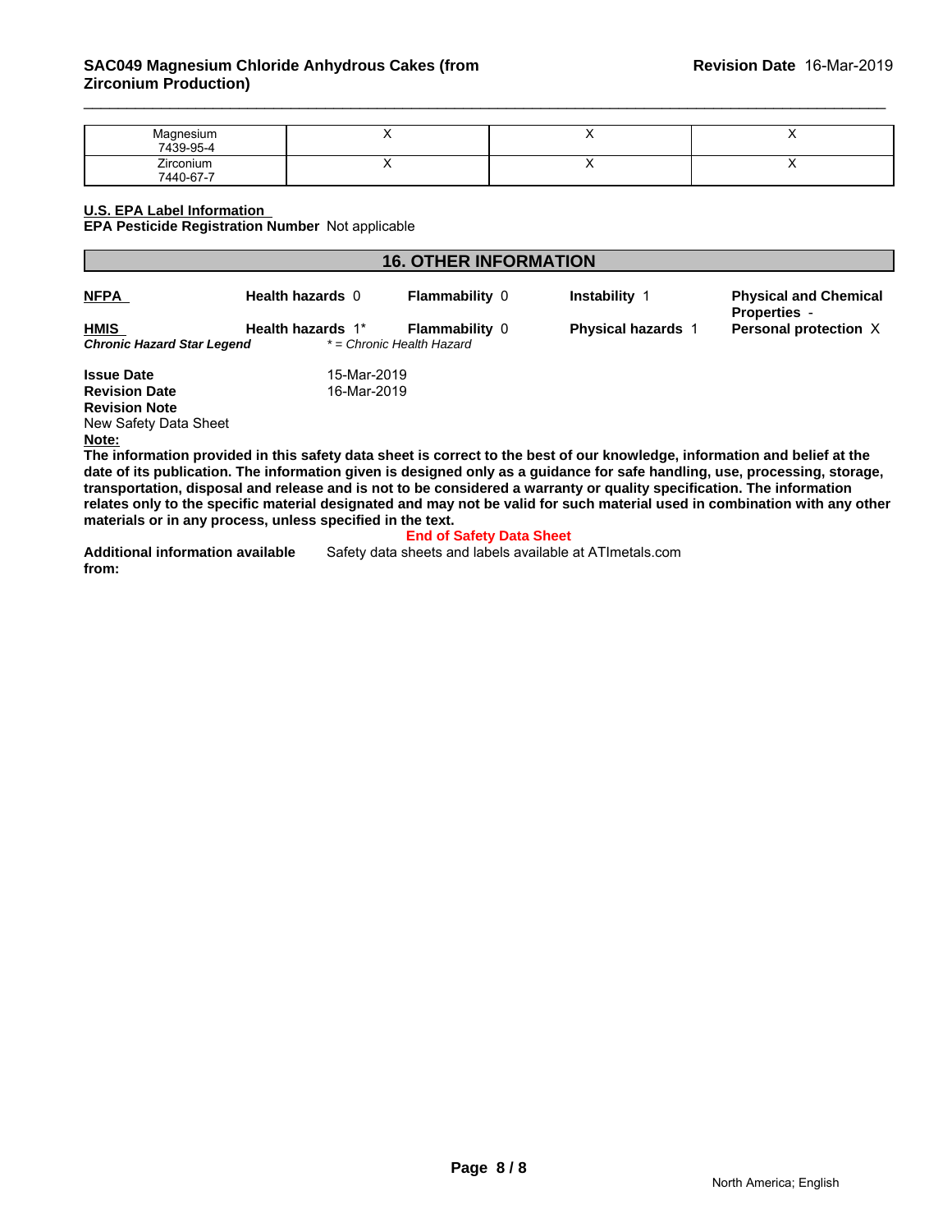| | | | |
|---|---|---|---|
| Magnesium 7439-95-4 | X | X | X |
| Zirconium 7440-67-7 | X | X | X |

**U.S. EPA Label Information**

**EPA Pesticide Registration Number** Not applicable

## 16. OTHER INFORMATION

| | | | | |
|---|---|---|---|---|
| **NFPA** | **Health hazards** 0 | **Flammability** 0 | **Instability** 1 | **Physical and Chemical Properties** - |
| **HMIS** | **Health hazards** 1* | **Flammability** 0 | **Physical hazards** 1 | **Personal protection** X |

***Chronic Hazard Star Legend*** *\* = Chronic Health Hazard*

**Issue Date** 15-Mar-2019

**Revision Date** 16-Mar-2019

**Revision Note**

New Safety Data Sheet

**Note:**

**The information provided in this safety data sheet is correct to the best of our knowledge, information and belief at the date of its publication. The information given is designed only as a guidance for safe handling, use, processing, storage, transportation, disposal and release and is not to be considered a warranty or quality specification. The information relates only to the specific material designated and may not be valid for such material used in combination with any other materials or in any process, unless specified in the text.**

**End of Safety Data Sheet**

**Additional information available from:** Safety data sheets and labels available at ATImetals.com